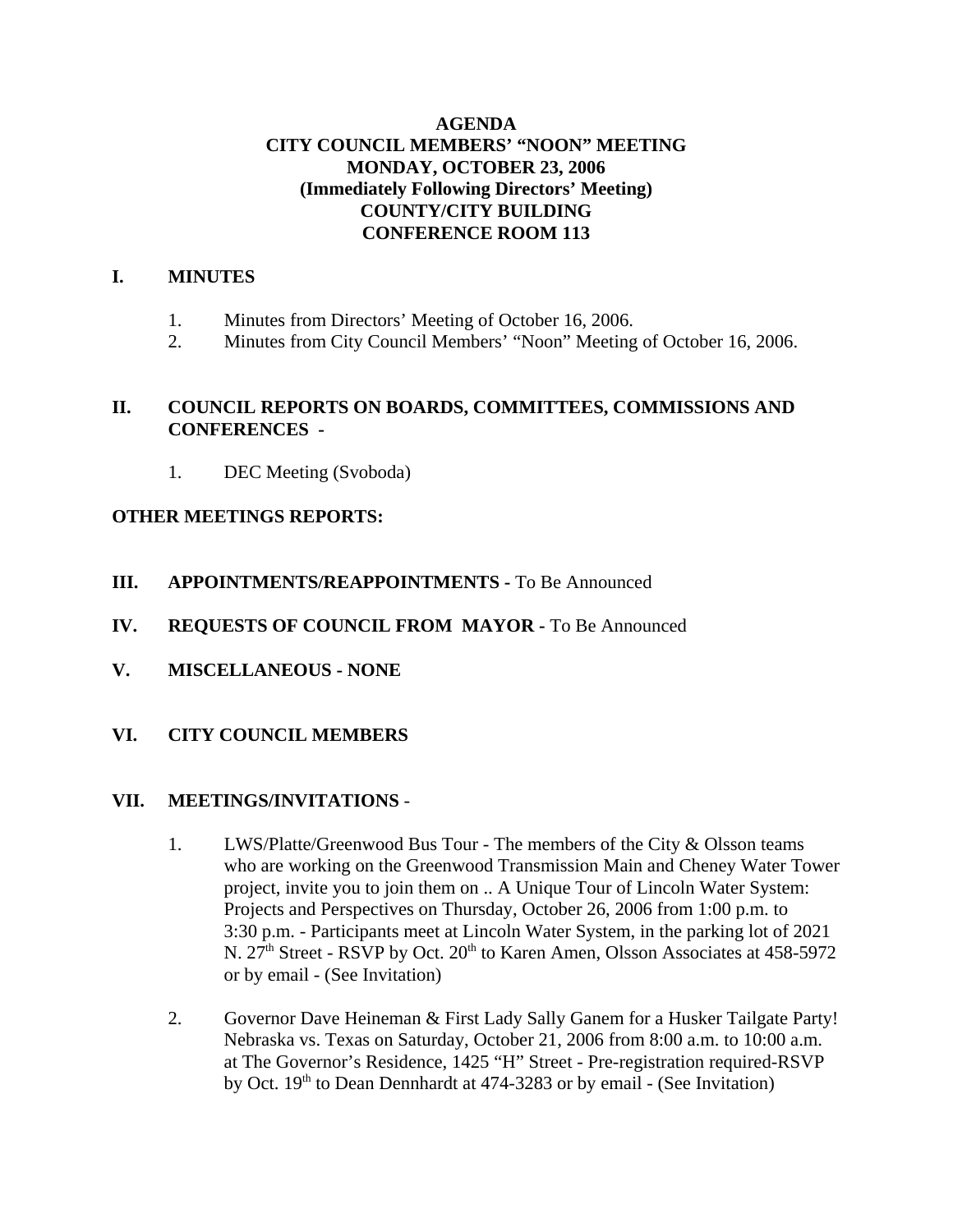**AGENDA**
**CITY COUNCIL MEMBERS' "NOON" MEETING**
**MONDAY, OCTOBER 23, 2006**
**(Immediately Following Directors' Meeting)**
**COUNTY/CITY BUILDING**
**CONFERENCE ROOM 113**

## I. MINUTES

1. Minutes from Directors' Meeting of October 16, 2006.
2. Minutes from City Council Members' "Noon" Meeting of October 16, 2006.

## II. COUNCIL REPORTS ON BOARDS, COMMITTEES, COMMISSIONS AND CONFERENCES -

1. DEC Meeting (Svoboda)

## OTHER MEETINGS REPORTS:

## III. APPOINTMENTS/REAPPOINTMENTS - To Be Announced

## IV. REQUESTS OF COUNCIL FROM MAYOR - To Be Announced

## V. MISCELLANEOUS - NONE

## VI. CITY COUNCIL MEMBERS

## VII. MEETINGS/INVITATIONS -

1. LWS/Platte/Greenwood Bus Tour - The members of the City & Olsson teams who are working on the Greenwood Transmission Main and Cheney Water Tower project, invite you to join them on .. A Unique Tour of Lincoln Water System: Projects and Perspectives on Thursday, October 26, 2006 from 1:00 p.m. to 3:30 p.m. - Participants meet at Lincoln Water System, in the parking lot of 2021 N. 27th Street - RSVP by Oct. 20th to Karen Amen, Olsson Associates at 458-5972 or by email - (See Invitation)

2. Governor Dave Heineman & First Lady Sally Ganem for a Husker Tailgate Party! Nebraska vs. Texas on Saturday, October 21, 2006 from 8:00 a.m. to 10:00 a.m. at The Governor's Residence, 1425 "H" Street - Pre-registration required-RSVP by Oct. 19th to Dean Dennhardt at 474-3283 or by email - (See Invitation)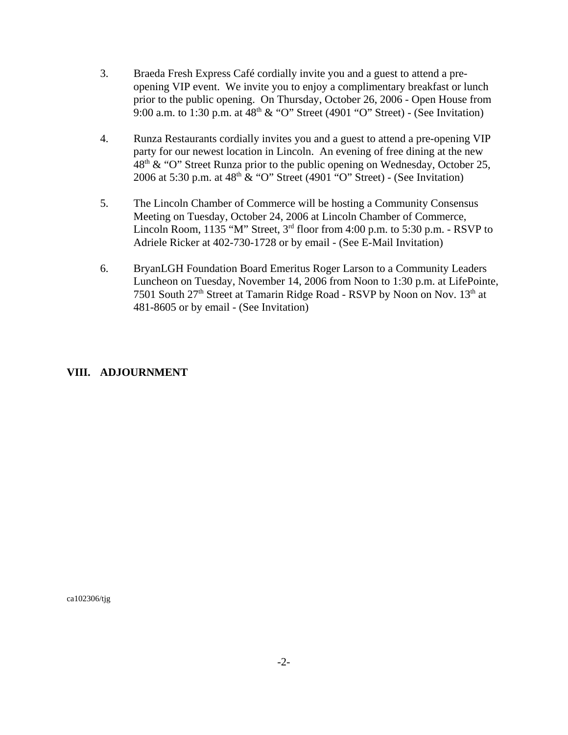3. Braeda Fresh Express Café cordially invite you and a guest to attend a pre-opening VIP event. We invite you to enjoy a complimentary breakfast or lunch prior to the public opening. On Thursday, October 26, 2006 - Open House from 9:00 a.m. to 1:30 p.m. at 48th & "O" Street (4901 "O" Street) - (See Invitation)

4. Runza Restaurants cordially invites you and a guest to attend a pre-opening VIP party for our newest location in Lincoln. An evening of free dining at the new 48th & "O" Street Runza prior to the public opening on Wednesday, October 25, 2006 at 5:30 p.m. at 48th & "O" Street (4901 "O" Street) - (See Invitation)

5. The Lincoln Chamber of Commerce will be hosting a Community Consensus Meeting on Tuesday, October 24, 2006 at Lincoln Chamber of Commerce, Lincoln Room, 1135 "M" Street, 3rd floor from 4:00 p.m. to 5:30 p.m. - RSVP to Adriele Ricker at 402-730-1728 or by email - (See E-Mail Invitation)

6. BryanLGH Foundation Board Emeritus Roger Larson to a Community Leaders Luncheon on Tuesday, November 14, 2006 from Noon to 1:30 p.m. at LifePointe, 7501 South 27th Street at Tamarin Ridge Road - RSVP by Noon on Nov. 13th at 481-8605 or by email - (See Invitation)

## VIII. ADJOURNMENT

ca102306/tjg